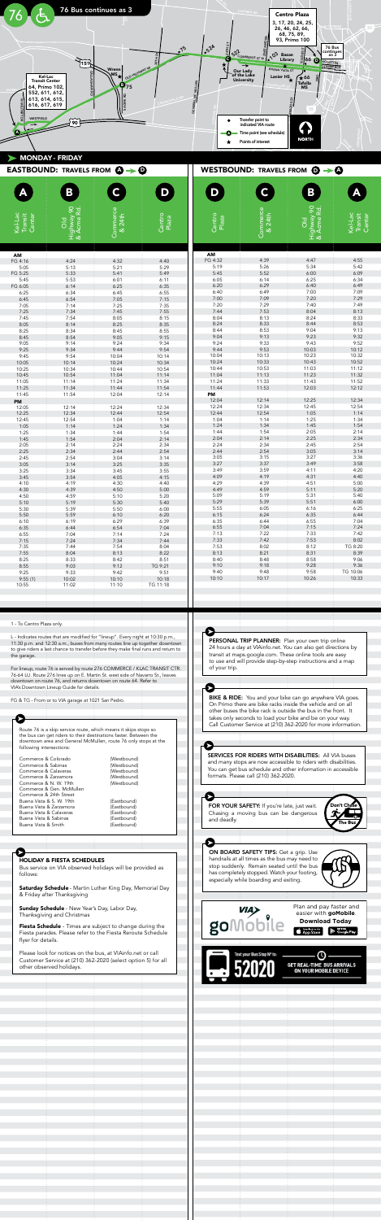# 76 Bus continues as 3

Centro Plaza: 3, 17, 20, 24, 25, 26, 46, 62, 66, 68, 75, 89, 93, Primo 100

Kel-Lac Transit Center: 64, Primo 102, 552, 611, 612, 613, 614, 615, 616, 617, 619

76 Bus continues as 3

Transfer point to indicated VIA route

Time point (see schedule)

Points of interest

NORTH

## MONDAY - FRIDAY

### EASTBOUND: TRAVELS FROM A → D

| A Kel-Lac Transit Center | B Old Highway 90 & Acme Rd. | C Commerce & 24th | D Centro Plaza |
|---|---|---|---|
| **AM** | | | |
| FG 4:16 | 4:24 | 4:32 | 4:40 |
| 5:05 | 5:13 | 5:21 | 5:29 |
| FG 5:25 | 5:33 | 5:41 | 5:49 |
| 5:45 | 5:53 | 6:01 | 6:11 |
| FG 6:05 | 6:14 | 6:25 | 6:35 |
| 6:25 | 6:34 | 6:45 | 6:55 |
| 6:45 | 6:54 | 7:05 | 7:15 |
| 7:05 | 7:14 | 7:25 | 7:35 |
| 7:25 | 7:34 | 7:45 | 7:55 |
| 7:45 | 7:54 | 8:05 | 8:15 |
| 8:05 | 8:14 | 8:25 | 8:35 |
| 8:25 | 8:34 | 8:45 | 8:55 |
| 8:45 | 8:54 | 9:05 | 9:15 |
| 9:05 | 9:14 | 9:24 | 9:34 |
| 9:25 | 9:34 | 9:44 | 9:54 |
| 9:45 | 9:54 | 10:04 | 10:14 |
| 10:05 | 10:14 | 10:24 | 10:34 |
| 10:25 | 10:34 | 10:44 | 10:54 |
| 10:45 | 10:54 | 11:04 | 11:14 |
| 11:05 | 11:14 | 11:24 | 11:34 |
| 11:25 | 11:34 | 11:44 | 11:54 |
| 11:45 | 11:54 | 12:04 | 12:14 |
| **PM** | | | |
| 12:05 | 12:14 | 12:24 | 12:34 |
| 12:25 | 12:34 | 12:44 | 12:54 |
| 12:45 | 12:54 | 1:04 | 1:14 |
| 1:05 | 1:14 | 1:24 | 1:34 |
| 1:25 | 1:34 | 1:44 | 1:54 |
| 1:45 | 1:54 | 2:04 | 2:14 |
| 2:05 | 2:14 | 2:24 | 2:34 |
| 2:25 | 2:34 | 2:44 | 2:54 |
| 2:45 | 2:54 | 3:04 | 3:14 |
| 3:05 | 3:14 | 3:25 | 3:35 |
| 3:25 | 3:34 | 3:45 | 3:55 |
| 3:45 | 3:54 | 4:05 | 4:15 |
| 4:10 | 4:19 | 4:30 | 4:40 |
| 4:30 | 4:39 | 4:50 | 5:00 |
| 4:50 | 4:59 | 5:10 | 5:20 |
| 5:10 | 5:19 | 5:30 | 5:40 |
| 5:30 | 5:39 | 5:50 | 6:00 |
| 5:50 | 5:59 | 6:10 | 6:20 |
| 6:10 | 6:19 | 6:29 | 6:39 |
| 6:35 | 6:44 | 6:54 | 7:04 |
| 6:55 | 7:04 | 7:14 | 7:24 |
| 7:15 | 7:24 | 7:34 | 7:44 |
| 7:35 | 7:44 | 7:54 | 8:04 |
| 7:55 | 8:04 | 8:13 | 8:22 |
| 8:25 | 8:33 | 8:42 | 8:51 |
| 8:55 | 9:03 | 9:12 | TG 9:21 |
| 9:25 | 9:33 | 9:42 | 9:51 |
| 9:55 (1) | 10:02 | 10:10 | 10:18 |
| 10:55 | 11:02 | 11:10 | TG 11:18 |

### WESTBOUND: TRAVELS FROM D → A

| D Centro Plaza | C Commerce & 24th | B Old Highway 90 & Acme Rd. | A Kel-Lac Transit Center |
|---|---|---|---|
| **AM** | | | |
| FG 4:32 | 4:39 | 4:47 | 4:55 |
| 5:19 | 5:26 | 5:34 | 5:42 |
| 5:45 | 5:52 | 6:00 | 6:09 |
| 6:05 | 6:14 | 6:25 | 6:34 |
| 6:20 | 6:29 | 6:40 | 6:49 |
| 6:40 | 6:49 | 7:00 | 7:09 |
| 7:00 | 7:09 | 7:20 | 7:29 |
| 7:20 | 7:29 | 7:40 | 7:49 |
| 7:44 | 7:53 | 8:04 | 8:13 |
| 8:04 | 8:13 | 8:24 | 8:33 |
| 8:24 | 8:33 | 8:44 | 8:53 |
| 8:44 | 8:53 | 9:04 | 9:13 |
| 9:04 | 9:13 | 9:23 | 9:32 |
| 9:24 | 9:33 | 9:43 | 9:52 |
| 9:44 | 9:53 | 10:03 | 10:12 |
| 10:04 | 10:13 | 10:23 | 10:32 |
| 10:24 | 10:33 | 10:43 | 10:52 |
| 10:44 | 10:53 | 11:03 | 11:12 |
| 11:04 | 11:13 | 11:23 | 11:32 |
| 11:24 | 11:33 | 11:43 | 11:52 |
| 11:44 | 11:53 | 12:03 | 12:12 |
| **PM** | | | |
| 12:04 | 12:14 | 12:25 | 12:34 |
| 12:24 | 12:34 | 12:45 | 12:54 |
| 12:44 | 12:54 | 1:05 | 1:14 |
| 1:04 | 1:14 | 1:25 | 1:34 |
| 1:24 | 1:34 | 1:45 | 1:54 |
| 1:44 | 1:54 | 2:05 | 2:14 |
| 2:04 | 2:14 | 2:25 | 2:34 |
| 2:24 | 2:34 | 2:45 | 2:54 |
| 2:44 | 2:54 | 3:05 | 3:14 |
| 3:05 | 3:15 | 3:27 | 3:36 |
| 3:27 | 3:37 | 3:49 | 3:58 |
| 3:49 | 3:59 | 4:11 | 4:20 |
| 4:09 | 4:19 | 4:31 | 4:40 |
| 4:29 | 4:39 | 4:51 | 5:00 |
| 4:49 | 4:59 | 5:11 | 5:20 |
| 5:09 | 5:19 | 5:31 | 5:40 |
| 5:29 | 5:39 | 5:51 | 6:00 |
| 5:55 | 6:05 | 6:16 | 6:25 |
| 6:15 | 6:24 | 6:35 | 6:44 |
| 6:35 | 6:44 | 6:55 | 7:04 |
| 6:55 | 7:04 | 7:15 | 7:24 |
| 7:13 | 7:22 | 7:33 | 7:42 |
| 7:33 | 7:42 | 7:53 | 8:02 |
| 7:53 | 8:02 | 8:12 | TG 8:20 |
| 8:13 | 8:21 | 8:31 | 8:39 |
| 8:40 | 8:48 | 8:58 | 9:06 |
| 9:10 | 9:18 | 9:28 | 9:36 |
| 9:40 | 9:48 | 9:58 | TG 10:06 |
| 10:10 | 10:17 | 10:26 | 10:33 |

1 - To Centro Plaza only.

L - Indicates routes that are modified for "lineup". Every night at 10:30 p.m., 11:30 p.m. and 12:30 a.m., buses from many routes line up together downtown to give riders a last chance to transfer before they make final runs and return to the garage.

For lineup, route 76 is served by route 276 COMMERCE / KLAC TRANSIT CTR. 76-64 LU. Route 276 lines up on E. Martin St. west side of Navarro St., leaves downtown on route 76, and returns downtown on route 64. Refer to VIA's Downtown Lineup Guide for details.

FG & TG - From or to VIA garage at 1021 San Pedro.

Route 76 is a skip service route, which means it skips stops so the bus can get riders to their destinations faster. Between the downtown area and General McMullen, route 76 only stops at the following intersections:

| | |
|---|---|
| Commerce & Colorado | (Westbound) |
| Commerce & Sabinas | (Westbound) |
| Commerce & Calaveras | (Westbound) |
| Commerce & Zarzamora | (Westbound) |
| Commerce & N. W. 19th | (Westbound) |
| Commerce & Gen. McMullen | |
| Commerce & 24th Street | |
| Buena Vista & S. W. 19th | (Eastbound) |
| Buena Vista & Zarzamora | (Eastbound) |
| Buena Vista & Calaveras | (Eastbound) |
| Buena Vista & Sabinas | (Eastbound) |
| Buena Vista & Smith | (Eastbound) |

### HOLIDAY & FIESTA SCHEDULES

Bus service on VIA observed holidays will be provided as follows:

**Saturday Schedule** - Martin Luther King Day, Memorial Day & Friday after Thanksgiving

**Sunday Schedule** - New Year's Day, Labor Day, Thanksgiving and Christmas

**Fiesta Schedule** - Times are subject to change during the Fiesta parades. Please refer to the Fiesta Reroute Schedule flyer for details.

Please look for notices on the bus, at VIAinfo.net or call Customer Service at (210) 362-2020 (select option 5) for all other observed holidays.

**PERSONAL TRIP PLANNER:** Plan your own trip online 24 hours a day at VIAinfo.net. You can also get directions by transit at maps.google.com. These online tools are easy to use and will provide step-by-step instructions and a map of your trip.

**BIKE & RIDE:** You and your bike can go anywhere VIA goes. On Primo there are bike racks inside the vehicle and on all other buses the bike rack is outside the bus in the front. It takes only seconds to load your bike and be on your way. Call Customer Service at (210) 362-2020 for more information.

**SERVICES FOR RIDERS WITH DISABILITIES:** All VIA buses and many stops are now accessible to riders with disabilities. You can get bus schedule and other information in accessible formats. Please call (210) 362-2020.

**FOR YOUR SAFETY:** If you're late, just wait. Chasing a moving bus can be dangerous and deadly.

Don't Chase The Bus

**ON BOARD SAFETY TIPS:** Get a grip. Use handrails at all times as the bus may need to stop suddenly. Remain seated until the bus has completely stopped. Watch your footing, especially while boarding and exiting.

VIA goMobile — Plan and pay faster and easier with **goMobile**. **Download Today** — App Store, Google Play

Text your Bus Stop ID to: 52020 — GET REAL-TIME BUS ARRIVALS ON YOUR MOBILE DEVICE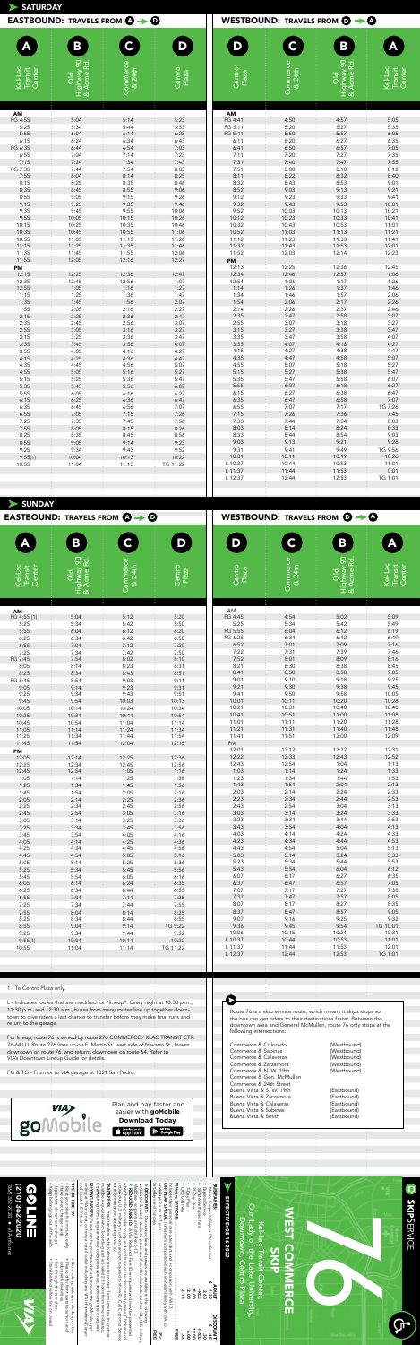## SATURDAY

### EASTBOUND: TRAVELS FROM A → D

| A Kel-Lac Transit Center | B Old Highway 90 & Acme Rd. | C Commerce & 24th | D Centro Plaza |
|---|---|---|---|
| **AM** | | | |
| FG 4:55 | 5:04 | 5:14 | 5:23 |
| 5:25 | 5:34 | 5:44 | 5:53 |
| 5:55 | 6:04 | 6:14 | 6:23 |
| 6:15 | 6:24 | 6:34 | 6:43 |
| FG 6:35 | 6:44 | 6:54 | 7:03 |
| 6:55 | 7:04 | 7:14 | 7:23 |
| 7:15 | 7:24 | 7:34 | 7:43 |
| FG 7:35 | 7:44 | 7:54 | 8:03 |
| 7:55 | 8:04 | 8:14 | 8:25 |
| 8:15 | 8:25 | 8:35 | 8:46 |
| 8:35 | 8:45 | 8:55 | 9:06 |
| 8:55 | 9:05 | 9:15 | 9:26 |
| 9:15 | 9:25 | 9:35 | 9:46 |
| 9:35 | 9:45 | 9:55 | 10:06 |
| 9:55 | 10:05 | 10:15 | 10:26 |
| 10:15 | 10:25 | 10:35 | 10:46 |
| 10:35 | 10:45 | 10:55 | 11:06 |
| 10:55 | 11:05 | 11:15 | 11:26 |
| 11:15 | 11:25 | 11:35 | 11:46 |
| 11:35 | 11:45 | 11:55 | 12:06 |
| 11:55 | 12:05 | 12:16 | 12:27 |
| **PM** | | | |
| 12:15 | 12:25 | 12:36 | 12:47 |
| 12:35 | 12:45 | 12:56 | 1:07 |
| 12:55 | 1:05 | 1:16 | 1:27 |
| 1:15 | 1:25 | 1:36 | 1:47 |
| 1:35 | 1:45 | 1:56 | 2:07 |
| 1:55 | 2:05 | 2:16 | 2:27 |
| 2:15 | 2:25 | 2:36 | 2:47 |
| 2:35 | 2:45 | 2:56 | 3:07 |
| 2:55 | 3:05 | 3:16 | 3:27 |
| 3:15 | 3:25 | 3:36 | 3:47 |
| 3:35 | 3:45 | 3:56 | 4:07 |
| 3:55 | 4:05 | 4:16 | 4:27 |
| 4:15 | 4:25 | 4:36 | 4:47 |
| 4:35 | 4:45 | 4:56 | 5:07 |
| 4:55 | 5:05 | 5:16 | 5:27 |
| 5:15 | 5:25 | 5:36 | 5:47 |
| 5:35 | 5:45 | 5:56 | 6:07 |
| 5:55 | 6:05 | 6:16 | 6:27 |
| 6:15 | 6:25 | 6:36 | 6:47 |
| 6:35 | 6:45 | 6:56 | 7:07 |
| 6:55 | 7:05 | 7:15 | 7:26 |
| 7:25 | 7:35 | 7:45 | 7:56 |
| 7:55 | 8:05 | 8:15 | 8:26 |
| 8:25 | 8:35 | 8:45 | 8:56 |
| 8:55 | 9:05 | 9:14 | 9:23 |
| 9:25 | 9:34 | 9:43 | 9:52 |
| 9:55(1) | 10:04 | 10:13 | 10:22 |
| 10:55 | 11:04 | 11:13 | TG 11:22 |

### WESTBOUND: TRAVELS FROM D → A

| D Centro Plaza | C Commerce & 24th | B Old Highway 90 & Acme Rd. | A Kel-Lac Transit Center |
|---|---|---|---|
| **AM** | | | |
| FG 4:41 | 4:50 | 4:57 | 5:05 |
| FG 5:11 | 5:20 | 5:27 | 5:35 |
| FG 5:41 | 5:50 | 5:57 | 6:05 |
| 6:11 | 6:20 | 6:27 | 6:35 |
| 6:41 | 6:50 | 6:57 | 7:05 |
| 7:11 | 7:20 | 7:27 | 7:35 |
| 7:31 | 7:40 | 7:47 | 7:55 |
| 7:51 | 8:00 | 8:10 | 8:18 |
| 8:11 | 8:22 | 8:32 | 8:40 |
| 8:32 | 8:43 | 8:53 | 9:01 |
| 8:52 | 9:03 | 9:13 | 9:21 |
| 9:12 | 9:23 | 9:33 | 9:41 |
| 9:32 | 9:43 | 9:53 | 10:01 |
| 9:52 | 10:03 | 10:13 | 10:21 |
| 10:12 | 10:23 | 10:33 | 10:41 |
| 10:32 | 10:43 | 10:53 | 11:01 |
| 10:52 | 11:03 | 11:13 | 11:21 |
| 11:12 | 11:23 | 11:33 | 11:41 |
| 11:32 | 11:43 | 11:53 | 12:01 |
| 11:52 | 12:03 | 12:14 | 12:23 |
| **PM** | | | |
| 12:13 | 12:25 | 12:36 | 12:45 |
| 12:34 | 12:46 | 12:57 | 1:06 |
| 12:54 | 1:06 | 1:17 | 1:26 |
| 1:14 | 1:26 | 1:37 | 1:46 |
| 1:34 | 1:46 | 1:57 | 2:06 |
| 1:54 | 2:06 | 2:17 | 2:26 |
| 2:14 | 2:26 | 2:37 | 2:46 |
| 2:35 | 2:47 | 2:58 | 3:07 |
| 2:55 | 3:07 | 3:18 | 3:27 |
| 3:15 | 3:27 | 3:38 | 3:47 |
| 3:35 | 3:47 | 3:58 | 4:07 |
| 3:55 | 4:07 | 4:18 | 4:27 |
| 4:15 | 4:27 | 4:38 | 4:47 |
| 4:35 | 4:47 | 4:58 | 5:07 |
| 4:55 | 5:07 | 5:18 | 5:27 |
| 5:15 | 5:27 | 5:38 | 5:47 |
| 5:35 | 5:47 | 5:58 | 6:07 |
| 5:55 | 6:07 | 6:18 | 6:27 |
| 6:15 | 6:27 | 6:38 | 6:47 |
| 6:35 | 6:47 | 6:58 | 7:07 |
| 6:55 | 7:07 | 7:17 | TG 7:26 |
| 7:15 | 7:26 | 7:36 | 7:45 |
| 7:33 | 7:44 | 7:54 | 8:03 |
| 8:03 | 8:14 | 8:24 | 8:33 |
| 8:33 | 8:44 | 8:54 | 9:03 |
| 9:03 | 9:13 | 9:21 | 9:28 |
| 9:31 | 9:41 | 9:49 | TG 9:56 |
| 10:01 | 10:11 | 10:19 | 10:26 |
| L 10:37 | 10:44 | 10:53 | 11:01 |
| L 11:37 | 11:44 | 11:53 | 0:01 |
| L 12:37 | 12:44 | 12:53 | TG 1:01 |

## SUNDAY

### EASTBOUND: TRAVELS FROM A → D

| A Kel-Lac Transit Center | B Old Highway 90 & Acme Rd. | C Commerce & 24th | D Centro Plaza |
|---|---|---|---|
| **AM** | | | |
| FG 4:55 (1) | 5:04 | 5:12 | 5:20 |
| 5:25 | 5:34 | 5:42 | 5:50 |
| 5:55 | 6:04 | 6:12 | 6:20 |
| 6:25 | 6:34 | 6:42 | 6:50 |
| 6:55 | 7:04 | 7:12 | 7:20 |
| 7:25 | 7:34 | 7:42 | 7:50 |
| FG 7:45 | 7:54 | 8:02 | 8:10 |
| 8:05 | 8:14 | 8:23 | 8:31 |
| 8:25 | 8:34 | 8:43 | 8:51 |
| FG 8:45 | 8:54 | 9:03 | 9:11 |
| 9:05 | 9:14 | 9:23 | 9:31 |
| 9:25 | 9:34 | 9:43 | 9:51 |
| 9:45 | 9:54 | 10:03 | 10:13 |
| 10:05 | 10:14 | 10:24 | 10:34 |
| 10:25 | 10:34 | 10:44 | 10:54 |
| 10:45 | 10:54 | 11:04 | 11:14 |
| 11:05 | 11:14 | 11:24 | 11:34 |
| 11:25 | 11:34 | 11:44 | 11:54 |
| 11:45 | 11:54 | 12:04 | 12:15 |
| **PM** | | | |
| 12:05 | 12:14 | 12:25 | 12:36 |
| 12:25 | 12:34 | 12:45 | 12:56 |
| 12:45 | 12:54 | 1:05 | 1:16 |
| 1:05 | 1:14 | 1:25 | 1:36 |
| 1:25 | 1:34 | 1:45 | 1:56 |
| 1:45 | 1:54 | 2:05 | 2:16 |
| 2:05 | 2:14 | 2:25 | 2:36 |
| 2:25 | 2:34 | 2:45 | 2:56 |
| 2:45 | 2:54 | 3:05 | 3:16 |
| 3:05 | 3:14 | 3:25 | 3:36 |
| 3:25 | 3:34 | 3:45 | 3:56 |
| 3:45 | 3:54 | 4:05 | 4:16 |
| 4:05 | 4:14 | 4:25 | 4:36 |
| 4:25 | 4:34 | 4:45 | 4:56 |
| 4:45 | 4:54 | 5:05 | 5:16 |
| 5:05 | 5:14 | 5:25 | 5:36 |
| 5:25 | 5:34 | 5:45 | 5:56 |
| 5:45 | 5:54 | 6:05 | 6:16 |
| 6:05 | 6:14 | 6:24 | 6:35 |
| 6:25 | 6:34 | 6:44 | 6:55 |
| 6:55 | 7:04 | 7:14 | 7:25 |
| 7:25 | 7:34 | 7:44 | 7:55 |
| 7:55 | 8:04 | 8:14 | 8:25 |
| 8:25 | 8:34 | 8:44 | 8:55 |
| 8:55 | 9:04 | 9:14 | TG 9:22 |
| 9:25 | 9:34 | 9:44 | 9:52 |
| 9:55(1) | 10:04 | 10:14 | 10:22 |
| 10:55 | 11:04 | 11:14 | TG 11:22 |

### WESTBOUND: TRAVELS FROM D → A

| D Centro Plaza | C Commerce & 24th | B Old Highway 90 & Acme Rd. | A Kel-Lac Transit Center |
|---|---|---|---|
| **AM** | | | |
| FG 4:45 | 4:54 | 5:02 | 5:09 |
| 5:25 | 5:34 | 5:42 | 5:49 |
| FG 5:55 | 6:04 | 6:12 | 6:19 |
| FG 6:25 | 6:34 | 6:42 | 6:49 |
| 6:52 | 7:01 | 7:09 | 7:16 |
| 7:22 | 7:31 | 7:39 | 7:46 |
| 7:52 | 8:01 | 8:09 | 8:16 |
| 8:21 | 8:30 | 8:38 | 8:45 |
| 8:41 | 8:50 | 8:58 | 9:05 |
| 9:01 | 9:10 | 9:18 | 9:25 |
| 9:21 | 9:30 | 9:38 | 9:45 |
| 9:41 | 9:50 | 9:58 | 10:05 |
| 10:01 | 10:11 | 10:20 | 10:28 |
| 10:21 | 10:31 | 10:40 | 10:48 |
| 10:41 | 10:51 | 11:00 | 11:08 |
| 11:01 | 11:11 | 11:20 | 11:28 |
| 11:21 | 11:31 | 11:40 | 11:48 |
| 11:41 | 11:51 | 12:00 | 12:09 |
| **PM** | | | |
| 12:01 | 12:12 | 12:22 | 12:31 |
| 12:22 | 12:33 | 12:43 | 12:52 |
| 12:43 | 12:54 | 1:04 | 1:13 |
| 1:03 | 1:14 | 1:24 | 1:33 |
| 1:23 | 1:34 | 1:44 | 1:53 |
| 1:43 | 1:54 | 2:04 | 2:13 |
| 2:03 | 2:14 | 2:24 | 2:33 |
| 2:23 | 2:34 | 2:44 | 2:53 |
| 2:43 | 2:54 | 3:04 | 3:13 |
| 3:03 | 3:14 | 3:24 | 3:33 |
| 3:23 | 3:34 | 3:44 | 3:53 |
| 3:43 | 3:54 | 4:04 | 4:13 |
| 4:03 | 4:14 | 4:24 | 4:33 |
| 4:23 | 4:34 | 4:44 | 4:53 |
| 4:43 | 4:54 | 5:04 | 5:13 |
| 5:03 | 5:14 | 5:24 | 5:33 |
| 5:23 | 5:34 | 5:44 | 5:53 |
| 5:43 | 5:54 | 6:04 | 6:12 |
| 6:07 | 6:17 | 6:27 | 6:35 |
| 6:37 | 6:47 | 6:57 | 7:05 |
| 7:07 | 7:17 | 7:27 | 7:35 |
| 7:37 | 7:47 | 7:57 | 8:05 |
| 8:07 | 8:17 | 8:27 | 8:35 |
| 8:37 | 8:47 | 8:57 | 9:05 |
| 9:07 | 9:16 | 9:25 | 9:32 |
| 9:36 | 9:45 | 9:54 | TG 10:01 |
| 10:06 | 10:15 | 10:24 | 10:31 |
| L 10:37 | 10:44 | 10:53 | 11:01 |
| L 11:37 | 11:44 | 11:53 | 12:01 |
| L 12:37 | 12:44 | 12:53 | TG 1:01 |

1 - To Centro Plaza only.

L - Indicates routes that are modified for "lineup". Every night at 10:30 p.m., 11:30 p.m. and 12:30 a.m., buses from many routes line up together downtown to give riders a last chance to transfer before they make final runs and return to the garage.

For lineup, route 76 is served by route 276 COMMERCE / KLAC TRANSIT CTR. 76-64 LU. Route 276 lines up on E. Martin St. west side of Navarro St., leaves downtown on route 76, and returns downtown on route 64. Refer to VIA's Downtown Lineup Guide for details.

FG & TG - From or to VIA garage at 1021 San Pedro.

Plan and pay faster and easier with **goMobile** **Download Today**

goMobile — App Store — Google Play

Route 76 is a skip service route, which means it skips stops so the bus can get riders to their destinations faster. Between the downtown area and General McMullen, route 76 only stops at the following intersections:

| | |
|---|---|
| Commerce & Colorado | (Westbound) |
| Commerce & Sabinas | (Westbound) |
| Commerce & Calaveras | (Westbound) |
| Commerce & Zarzamora | (Westbound) |
| Commerce & N. W. 19th | (Westbound) |
| Commerce & Gen. McMullen | |
| Commerce & 24th Street | |
| Buena Vista & S. W. 19th | (Eastbound) |
| Buena Vista & Zarzamora | (Eastbound) |
| Buena Vista & Calaveras | (Eastbound) |
| Buena Vista & Sabinas | (Eastbound) |
| Buena Vista & Smith | (Eastbound) |

**SKIPSERVICE**

# 76

**WEST COMMERCE SKIP**

Kel-Lac Transit Center, Our Lady of the Lake University, Downtown, Centro Plaza

EFFECTIVE 05-14-2022

GOLINE (210) 362-2020

VIA